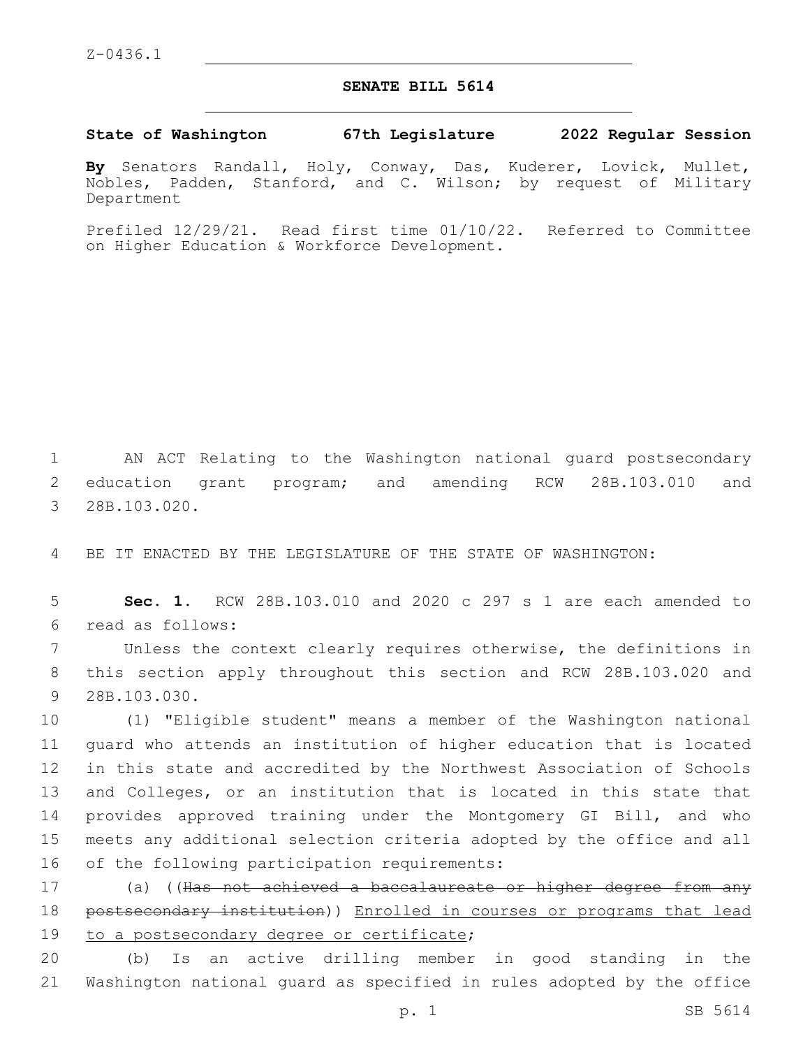Z-0436.1

# SENATE BILL 5614

**State of Washington 67th Legislature 2022 Regular Session**

**By** Senators Randall, Holy, Conway, Das, Kuderer, Lovick, Mullet, Nobles, Padden, Stanford, and C. Wilson; by request of Military Department

Prefiled 12/29/21. Read first time 01/10/22. Referred to Committee on Higher Education & Workforce Development.

AN ACT Relating to the Washington national guard postsecondary education grant program; and amending RCW 28B.103.010 and 28B.103.020.

BE IT ENACTED BY THE LEGISLATURE OF THE STATE OF WASHINGTON:

**Sec. 1.** RCW 28B.103.010 and 2020 c 297 s 1 are each amended to read as follows:

Unless the context clearly requires otherwise, the definitions in this section apply throughout this section and RCW 28B.103.020 and 28B.103.030.

(1) "Eligible student" means a member of the Washington national guard who attends an institution of higher education that is located in this state and accredited by the Northwest Association of Schools and Colleges, or an institution that is located in this state that provides approved training under the Montgomery GI Bill, and who meets any additional selection criteria adopted by the office and all of the following participation requirements:

(a) ((~~Has not achieved a baccalaureate or higher degree from any postsecondary institution~~)) <u>Enrolled in courses or programs that lead to a postsecondary degree or certificate</u>;

(b) Is an active drilling member in good standing in the Washington national guard as specified in rules adopted by the office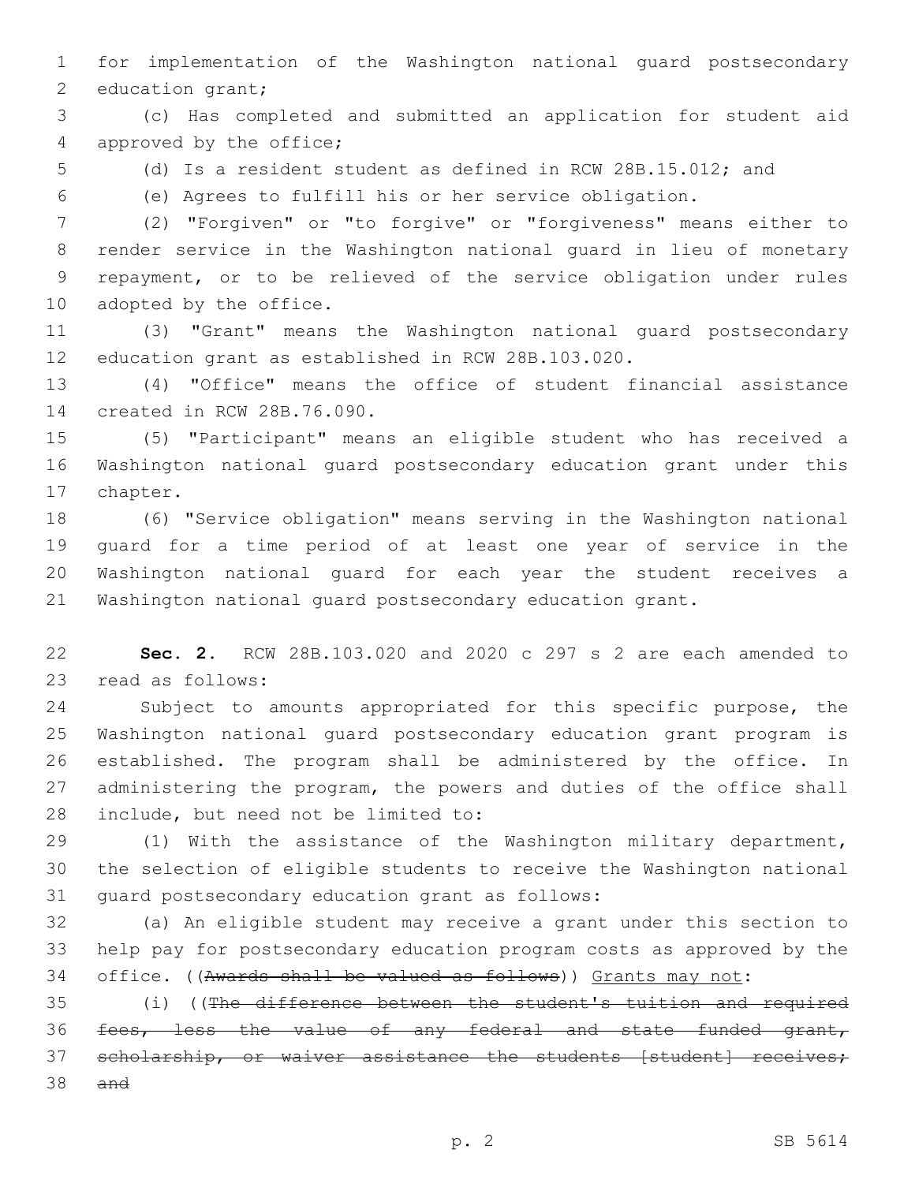for implementation of the Washington national guard postsecondary education grant;

(c) Has completed and submitted an application for student aid approved by the office;

(d) Is a resident student as defined in RCW 28B.15.012; and

(e) Agrees to fulfill his or her service obligation.

(2) "Forgiven" or "to forgive" or "forgiveness" means either to render service in the Washington national guard in lieu of monetary repayment, or to be relieved of the service obligation under rules adopted by the office.

(3) "Grant" means the Washington national guard postsecondary education grant as established in RCW 28B.103.020.

(4) "Office" means the office of student financial assistance created in RCW 28B.76.090.

(5) "Participant" means an eligible student who has received a Washington national guard postsecondary education grant under this chapter.

(6) "Service obligation" means serving in the Washington national guard for a time period of at least one year of service in the Washington national guard for each year the student receives a Washington national guard postsecondary education grant.

**Sec. 2.** RCW 28B.103.020 and 2020 c 297 s 2 are each amended to read as follows:

Subject to amounts appropriated for this specific purpose, the Washington national guard postsecondary education grant program is established. The program shall be administered by the office. In administering the program, the powers and duties of the office shall include, but need not be limited to:

(1) With the assistance of the Washington military department, the selection of eligible students to receive the Washington national guard postsecondary education grant as follows:

(a) An eligible student may receive a grant under this section to help pay for postsecondary education program costs as approved by the office. ((~~Awards shall be valued as follows~~)) <u>Grants may not</u>:

(i) ((~~The difference between the student's tuition and required fees, less the value of any federal and state funded grant, scholarship, or waiver assistance the students [student] receives; and~~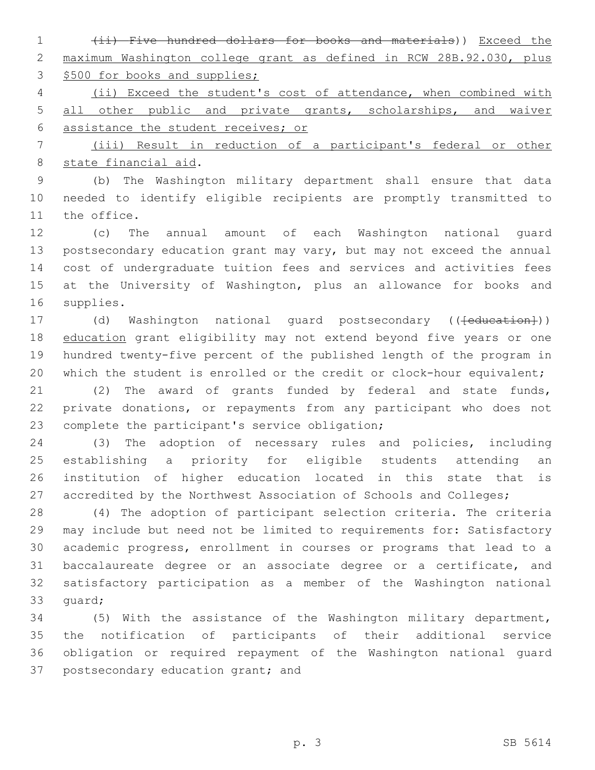(ii) Five hundred dollars for books and materials)) Exceed the maximum Washington college grant as defined in RCW 28B.92.030, plus $500 for books and supplies;

(ii) Exceed the student's cost of attendance, when combined with all other public and private grants, scholarships, and waiver assistance the student receives; or

(iii) Result in reduction of a participant's federal or other state financial aid.

(b) The Washington military department shall ensure that data needed to identify eligible recipients are promptly transmitted to the office.

(c) The annual amount of each Washington national guard postsecondary education grant may vary, but may not exceed the annual cost of undergraduate tuition fees and services and activities fees at the University of Washington, plus an allowance for books and supplies.

(d) Washington national guard postsecondary (([education])) education grant eligibility may not extend beyond five years or one hundred twenty-five percent of the published length of the program in which the student is enrolled or the credit or clock-hour equivalent;

(2) The award of grants funded by federal and state funds, private donations, or repayments from any participant who does not complete the participant's service obligation;

(3) The adoption of necessary rules and policies, including establishing a priority for eligible students attending an institution of higher education located in this state that is accredited by the Northwest Association of Schools and Colleges;

(4) The adoption of participant selection criteria. The criteria may include but need not be limited to requirements for: Satisfactory academic progress, enrollment in courses or programs that lead to a baccalaureate degree or an associate degree or a certificate, and satisfactory participation as a member of the Washington national guard;

(5) With the assistance of the Washington military department, the notification of participants of their additional service obligation or required repayment of the Washington national guard postsecondary education grant; and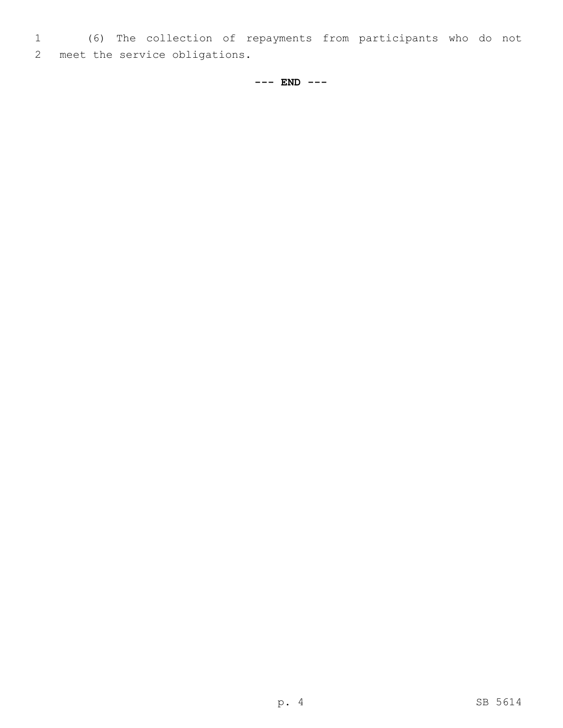(6) The collection of repayments from participants who do not meet the service obligations.

**--- END ---**